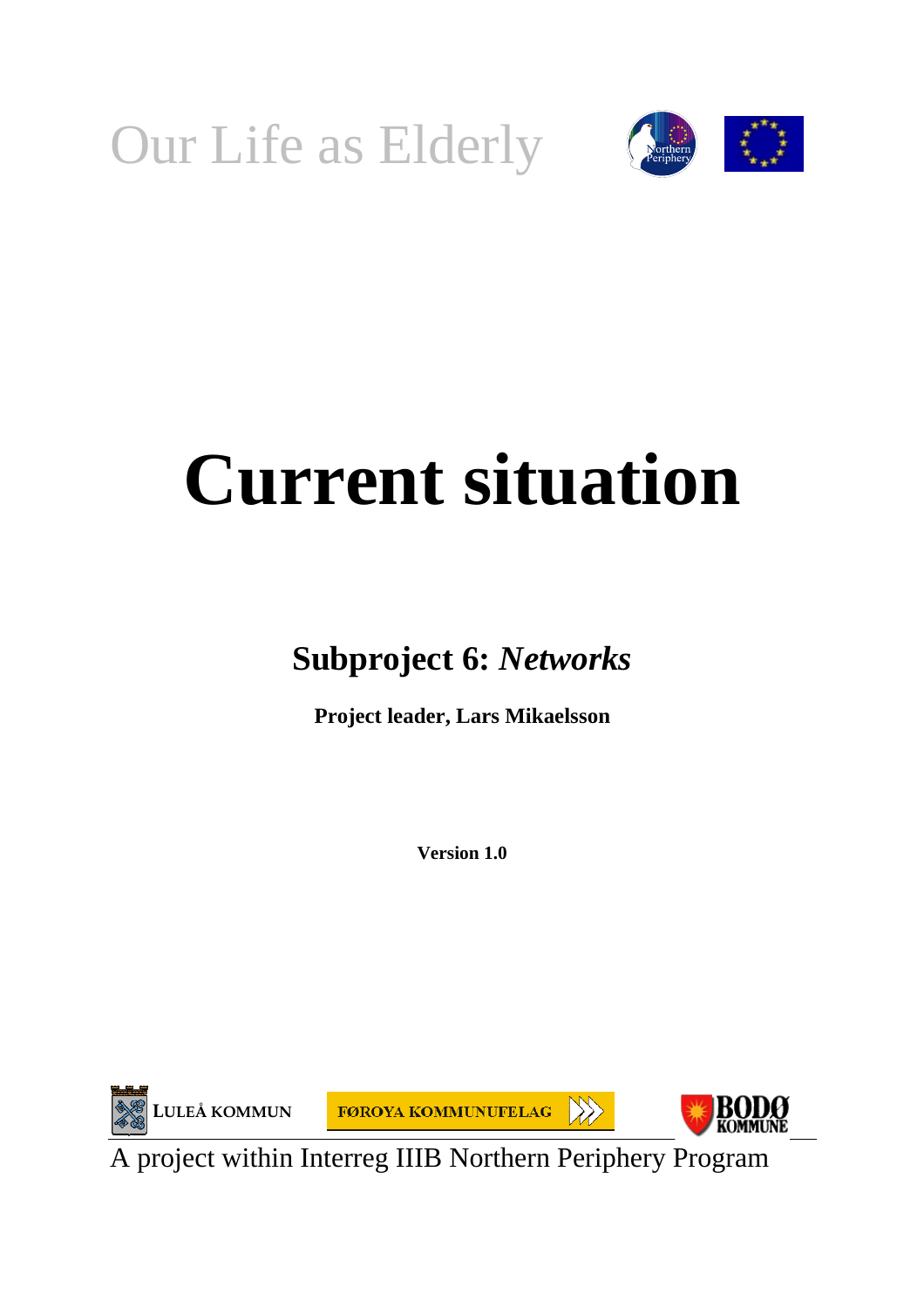Our Life as Elderly

# Current situation

## Subproject 6: *Networks*

**Project leader, Lars Mikaelsson**

**Version 1.0**

LULEÅ KOMMUN

FØROYA KOMMUNUFELAG

BODØ KOMMUNE

A project within Interreg IIIB Northern Periphery Program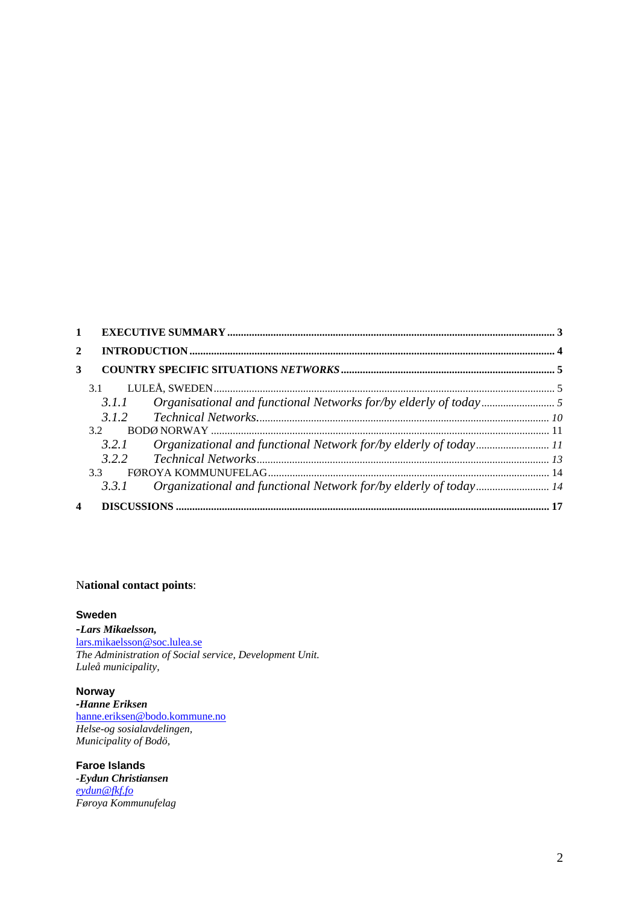| | | |
|---|---|---|
| **1** | **EXECUTIVE SUMMARY** | **3** |
| **2** | **INTRODUCTION** | **4** |
| **3** | **COUNTRY SPECIFIC SITUATIONS *NETWORKS*** | **5** |
| 3.1 | LULEÅ, SWEDEN | 5 |
| *3.1.1* | *Organisational and functional Networks for/by elderly of today* | *5* |
| *3.1.2* | *Technical Networks.* | *10* |
| 3.2 | BODØ NORWAY | 11 |
| *3.2.1* | *Organizational and functional Network for/by elderly of today* | *11* |
| *3.2.2* | *Technical Networks* | *13* |
| 3.3 | FØROYA KOMMUNUFELAG | 14 |
| *3.3.1* | *Organizational and functional Network for/by elderly of today* | *14* |
| **4** | **DISCUSSIONS** | **17** |

**National contact points**:

**Sweden**

***-Lars Mikaelsson,***
lars.mikaelsson@soc.lulea.se
*The Administration of Social service, Development Unit.*
*Luleå municipality,*

**Norway**

***-Hanne Eriksen***
hanne.eriksen@bodo.kommune.no
*Helse-og sosialavdelingen,*
*Municipality of Bodö,*

**Faroe Islands**

***-Eydun Christiansen***
*eydun@fkf.fo*
*Føroya Kommunufelag*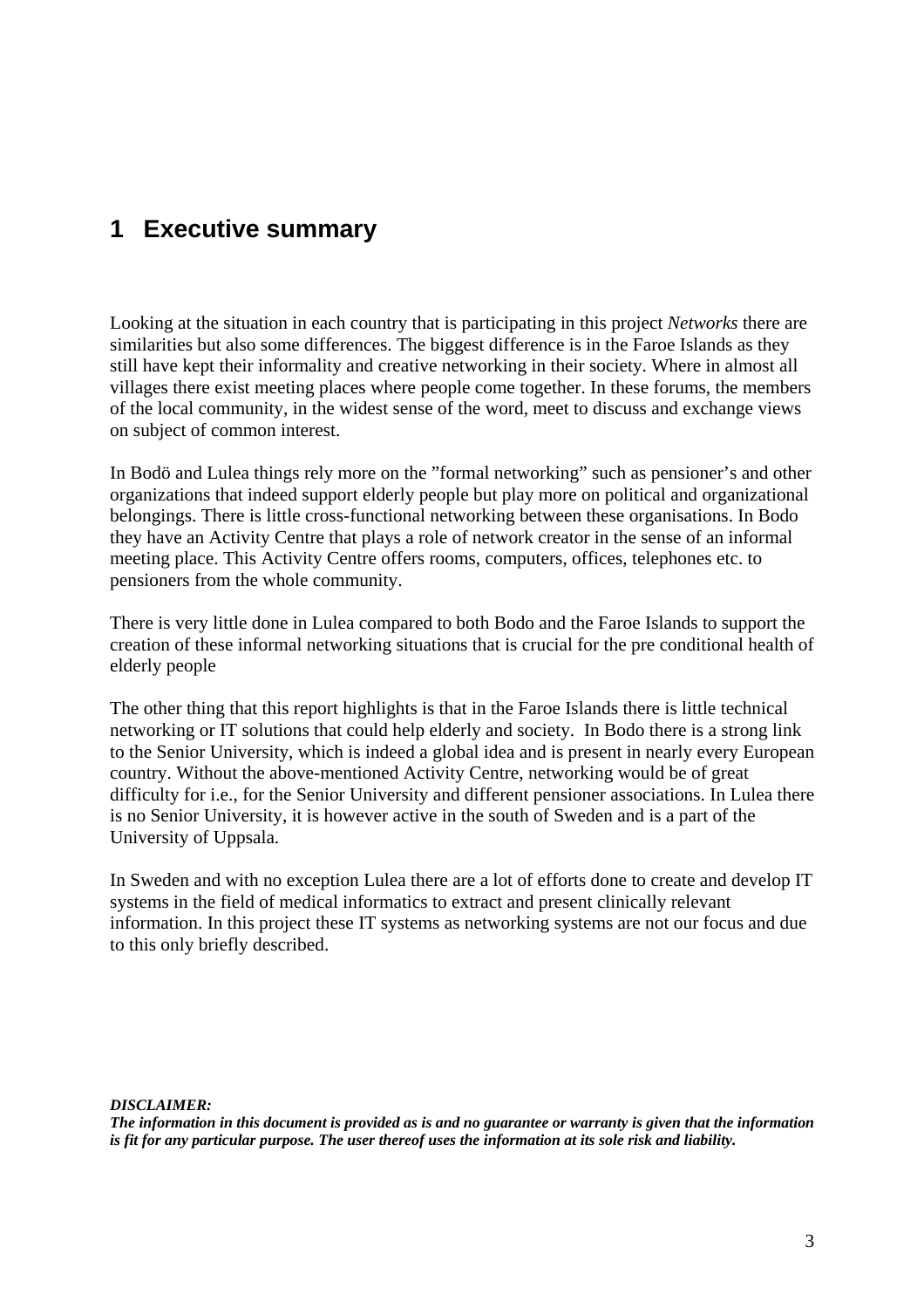# 1 Executive summary

Looking at the situation in each country that is participating in this project *Networks* there are similarities but also some differences. The biggest difference is in the Faroe Islands as they still have kept their informality and creative networking in their society. Where in almost all villages there exist meeting places where people come together. In these forums, the members of the local community, in the widest sense of the word, meet to discuss and exchange views on subject of common interest.

In Bodö and Lulea things rely more on the ”formal networking” such as pensioner's and other organizations that indeed support elderly people but play more on political and organizational belongings. There is little cross-functional networking between these organisations. In Bodo they have an Activity Centre that plays a role of network creator in the sense of an informal meeting place. This Activity Centre offers rooms, computers, offices, telephones etc. to pensioners from the whole community.

There is very little done in Lulea compared to both Bodo and the Faroe Islands to support the creation of these informal networking situations that is crucial for the pre conditional health of elderly people

The other thing that this report highlights is that in the Faroe Islands there is little technical networking or IT solutions that could help elderly and society. In Bodo there is a strong link to the Senior University, which is indeed a global idea and is present in nearly every European country. Without the above-mentioned Activity Centre, networking would be of great difficulty for i.e., for the Senior University and different pensioner associations. In Lulea there is no Senior University, it is however active in the south of Sweden and is a part of the University of Uppsala.

In Sweden and with no exception Lulea there are a lot of efforts done to create and develop IT systems in the field of medical informatics to extract and present clinically relevant information. In this project these IT systems as networking systems are not our focus and due to this only briefly described.

***DISCLAIMER:***
***The information in this document is provided as is and no guarantee or warranty is given that the information is fit for any particular purpose. The user thereof uses the information at its sole risk and liability.***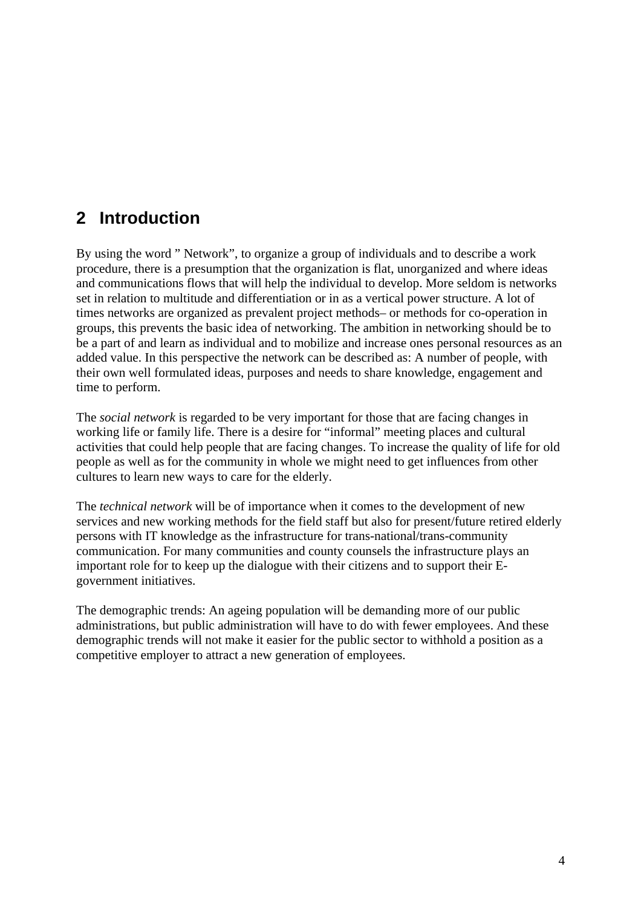# 2 Introduction

By using the word " Network", to organize a group of individuals and to describe a work procedure, there is a presumption that the organization is flat, unorganized and where ideas and communications flows that will help the individual to develop. More seldom is networks set in relation to multitude and differentiation or in as a vertical power structure. A lot of times networks are organized as prevalent project methods– or methods for co-operation in groups, this prevents the basic idea of networking. The ambition in networking should be to be a part of and learn as individual and to mobilize and increase ones personal resources as an added value. In this perspective the network can be described as: A number of people, with their own well formulated ideas, purposes and needs to share knowledge, engagement and time to perform.

The *social network* is regarded to be very important for those that are facing changes in working life or family life. There is a desire for "informal" meeting places and cultural activities that could help people that are facing changes. To increase the quality of life for old people as well as for the community in whole we might need to get influences from other cultures to learn new ways to care for the elderly.

The *technical network* will be of importance when it comes to the development of new services and new working methods for the field staff but also for present/future retired elderly persons with IT knowledge as the infrastructure for trans-national/trans-community communication. For many communities and county counsels the infrastructure plays an important role for to keep up the dialogue with their citizens and to support their E-government initiatives.

The demographic trends: An ageing population will be demanding more of our public administrations, but public administration will have to do with fewer employees. And these demographic trends will not make it easier for the public sector to withhold a position as a competitive employer to attract a new generation of employees.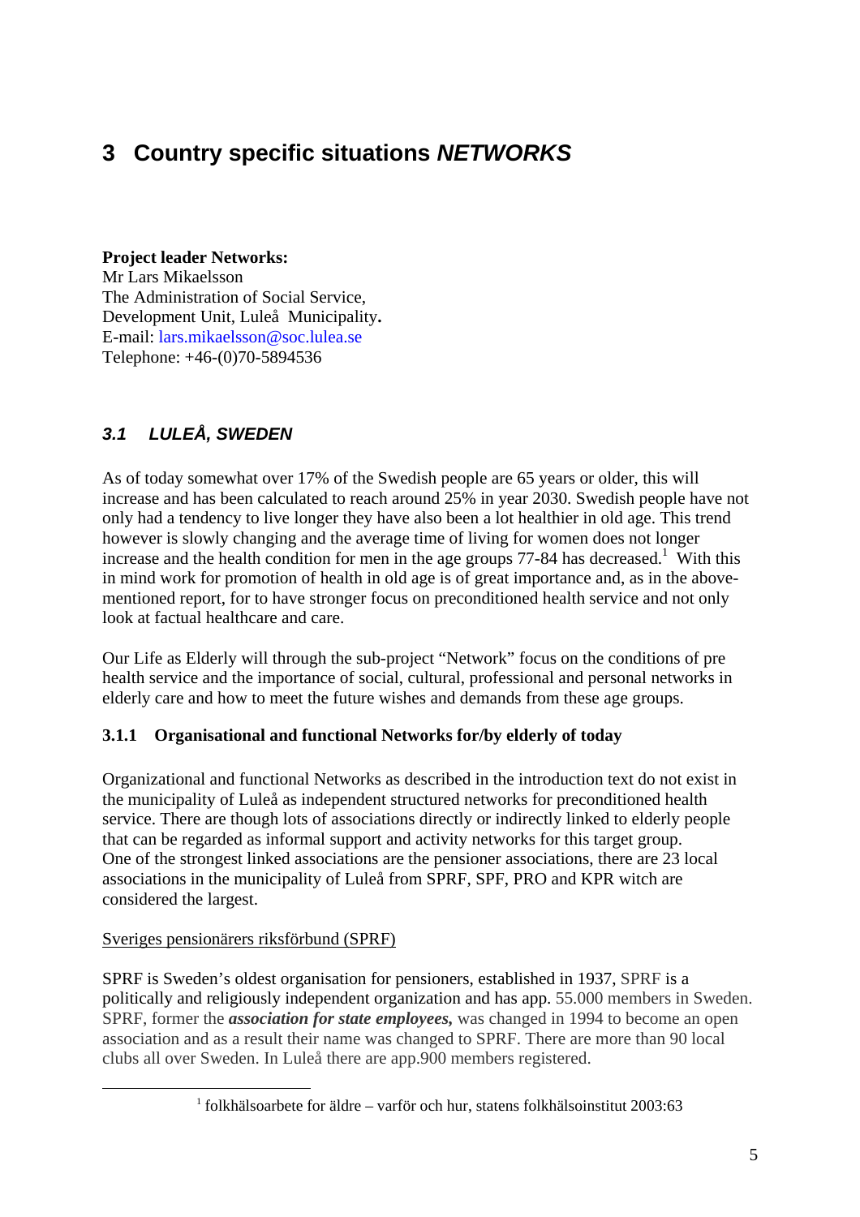# 3 Country specific situations *NETWORKS*

**Project leader Networks:**
Mr Lars Mikaelsson
The Administration of Social Service,
Development Unit, Luleå Municipality**.**
E-mail: lars.mikaelsson@soc.lulea.se
Telephone: +46-(0)70-5894536

## *3.1 LULEÅ, SWEDEN*

As of today somewhat over 17% of the Swedish people are 65 years or older, this will increase and has been calculated to reach around 25% in year 2030. Swedish people have not only had a tendency to live longer they have also been a lot healthier in old age. This trend however is slowly changing and the average time of living for women does not longer increase and the health condition for men in the age groups 77-84 has decreased.[1] With this in mind work for promotion of health in old age is of great importance and, as in the above-mentioned report, for to have stronger focus on preconditioned health service and not only look at factual healthcare and care.

Our Life as Elderly will through the sub-project "Network" focus on the conditions of pre health service and the importance of social, cultural, professional and personal networks in elderly care and how to meet the future wishes and demands from these age groups.

### 3.1.1 Organisational and functional Networks for/by elderly of today

Organizational and functional Networks as described in the introduction text do not exist in the municipality of Luleå as independent structured networks for preconditioned health service. There are though lots of associations directly or indirectly linked to elderly people that can be regarded as informal support and activity networks for this target group.
One of the strongest linked associations are the pensioner associations, there are 23 local associations in the municipality of Luleå from SPRF, SPF, PRO and KPR witch are considered the largest.

Sveriges pensionärers riksförbund (SPRF)

SPRF is Sweden's oldest organisation for pensioners, established in 1937, SPRF is a politically and religiously independent organization and has app. 55.000 members in Sweden. SPRF, former the ***association for state employees,*** was changed in 1994 to become an open association and as a result their name was changed to SPRF. There are more than 90 local clubs all over Sweden. In Luleå there are app.900 members registered.

[1] folkhälsoarbete for äldre – varför och hur, statens folkhälsoinstitut 2003:63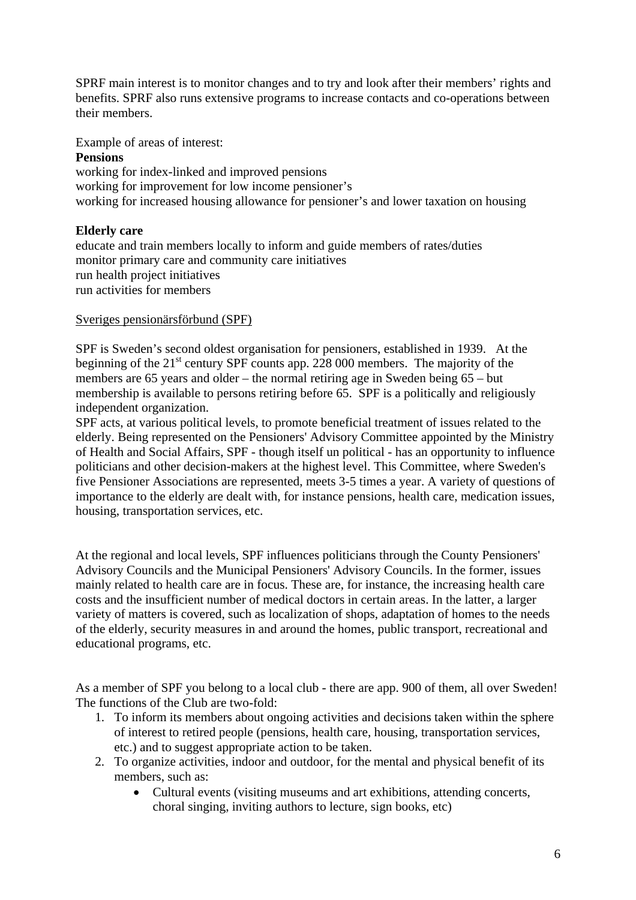SPRF main interest is to monitor changes and to try and look after their members' rights and benefits. SPRF also runs extensive programs to increase contacts and co-operations between their members.

Example of areas of interest:

**Pensions**

working for index-linked and improved pensions
working for improvement for low income pensioner's
working for increased housing allowance for pensioner's and lower taxation on housing

**Elderly care**

educate and train members locally to inform and guide members of rates/duties
monitor primary care and community care initiatives
run health project initiatives
run activities for members

Sveriges pensionärsförbund (SPF)

SPF is Sweden's second oldest organisation for pensioners, established in 1939. At the beginning of the 21st century SPF counts app. 228 000 members. The majority of the members are 65 years and older – the normal retiring age in Sweden being 65 – but membership is available to persons retiring before 65. SPF is a politically and religiously independent organization.

SPF acts, at various political levels, to promote beneficial treatment of issues related to the elderly. Being represented on the Pensioners' Advisory Committee appointed by the Ministry of Health and Social Affairs, SPF - though itself un political - has an opportunity to influence politicians and other decision-makers at the highest level. This Committee, where Sweden's five Pensioner Associations are represented, meets 3-5 times a year. A variety of questions of importance to the elderly are dealt with, for instance pensions, health care, medication issues, housing, transportation services, etc.

At the regional and local levels, SPF influences politicians through the County Pensioners' Advisory Councils and the Municipal Pensioners' Advisory Councils. In the former, issues mainly related to health care are in focus. These are, for instance, the increasing health care costs and the insufficient number of medical doctors in certain areas. In the latter, a larger variety of matters is covered, such as localization of shops, adaptation of homes to the needs of the elderly, security measures in and around the homes, public transport, recreational and educational programs, etc.

As a member of SPF you belong to a local club - there are app. 900 of them, all over Sweden! The functions of the Club are two-fold:

1. To inform its members about ongoing activities and decisions taken within the sphere of interest to retired people (pensions, health care, housing, transportation services, etc.) and to suggest appropriate action to be taken.
2. To organize activities, indoor and outdoor, for the mental and physical benefit of its members, such as:
   - Cultural events (visiting museums and art exhibitions, attending concerts, choral singing, inviting authors to lecture, sign books, etc)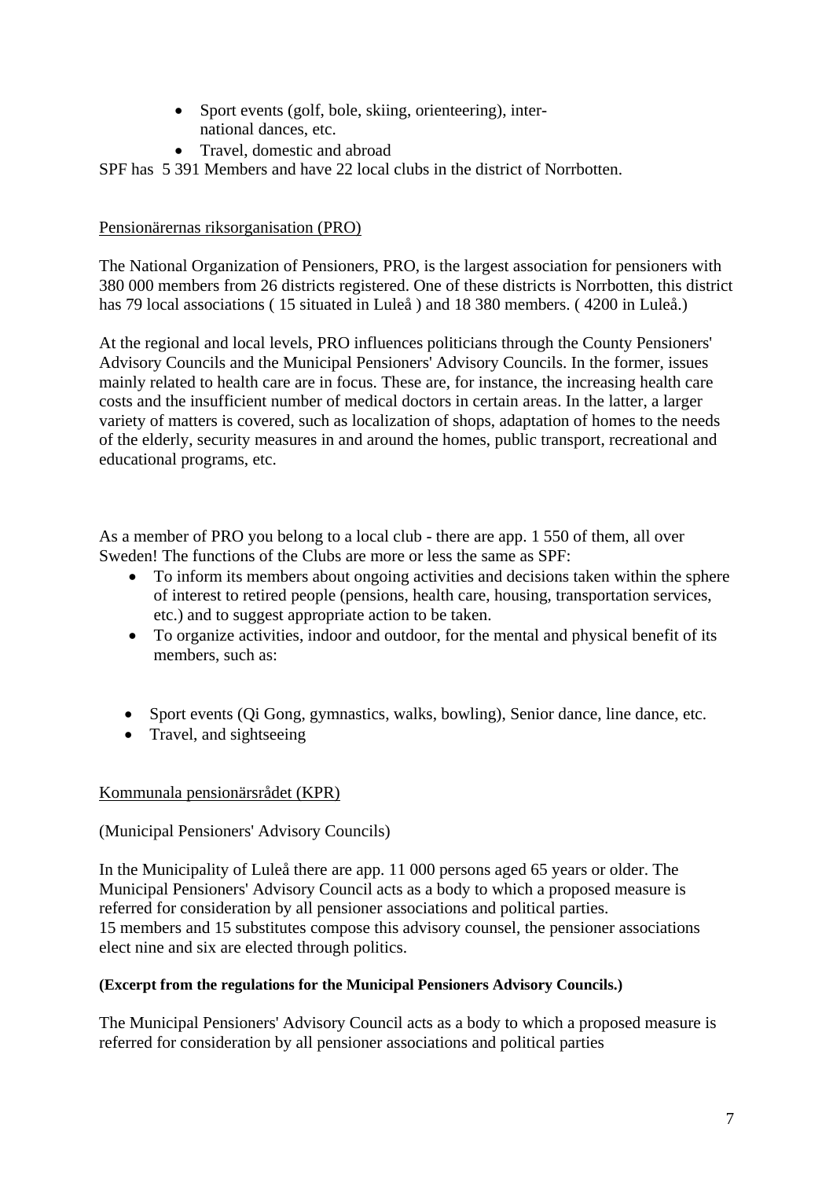- Sport events (golf, bole, skiing, orienteering), inter-national dances, etc.
- Travel, domestic and abroad

SPF has 5 391 Members and have 22 local clubs in the district of Norrbotten.

<u>Pensionärernas riksorganisation (PRO)</u>

The National Organization of Pensioners, PRO, is the largest association for pensioners with 380 000 members from 26 districts registered. One of these districts is Norrbotten, this district has 79 local associations ( 15 situated in Luleå ) and 18 380 members. ( 4200 in Luleå.)

At the regional and local levels, PRO influences politicians through the County Pensioners' Advisory Councils and the Municipal Pensioners' Advisory Councils. In the former, issues mainly related to health care are in focus. These are, for instance, the increasing health care costs and the insufficient number of medical doctors in certain areas. In the latter, a larger variety of matters is covered, such as localization of shops, adaptation of homes to the needs of the elderly, security measures in and around the homes, public transport, recreational and educational programs, etc.

As a member of PRO you belong to a local club - there are app. 1 550 of them, all over Sweden! The functions of the Clubs are more or less the same as SPF:

- To inform its members about ongoing activities and decisions taken within the sphere of interest to retired people (pensions, health care, housing, transportation services, etc.) and to suggest appropriate action to be taken.
- To organize activities, indoor and outdoor, for the mental and physical benefit of its members, such as:

- Sport events (Qi Gong, gymnastics, walks, bowling), Senior dance, line dance, etc.
- Travel, and sightseeing

<u>Kommunala pensionärsrådet (KPR)</u>

(Municipal Pensioners' Advisory Councils)

In the Municipality of Luleå there are app. 11 000 persons aged 65 years or older. The Municipal Pensioners' Advisory Council acts as a body to which a proposed measure is referred for consideration by all pensioner associations and political parties.
15 members and 15 substitutes compose this advisory counsel, the pensioner associations elect nine and six are elected through politics.

**(Excerpt from the regulations for the Municipal Pensioners Advisory Councils.)**

The Municipal Pensioners' Advisory Council acts as a body to which a proposed measure is referred for consideration by all pensioner associations and political parties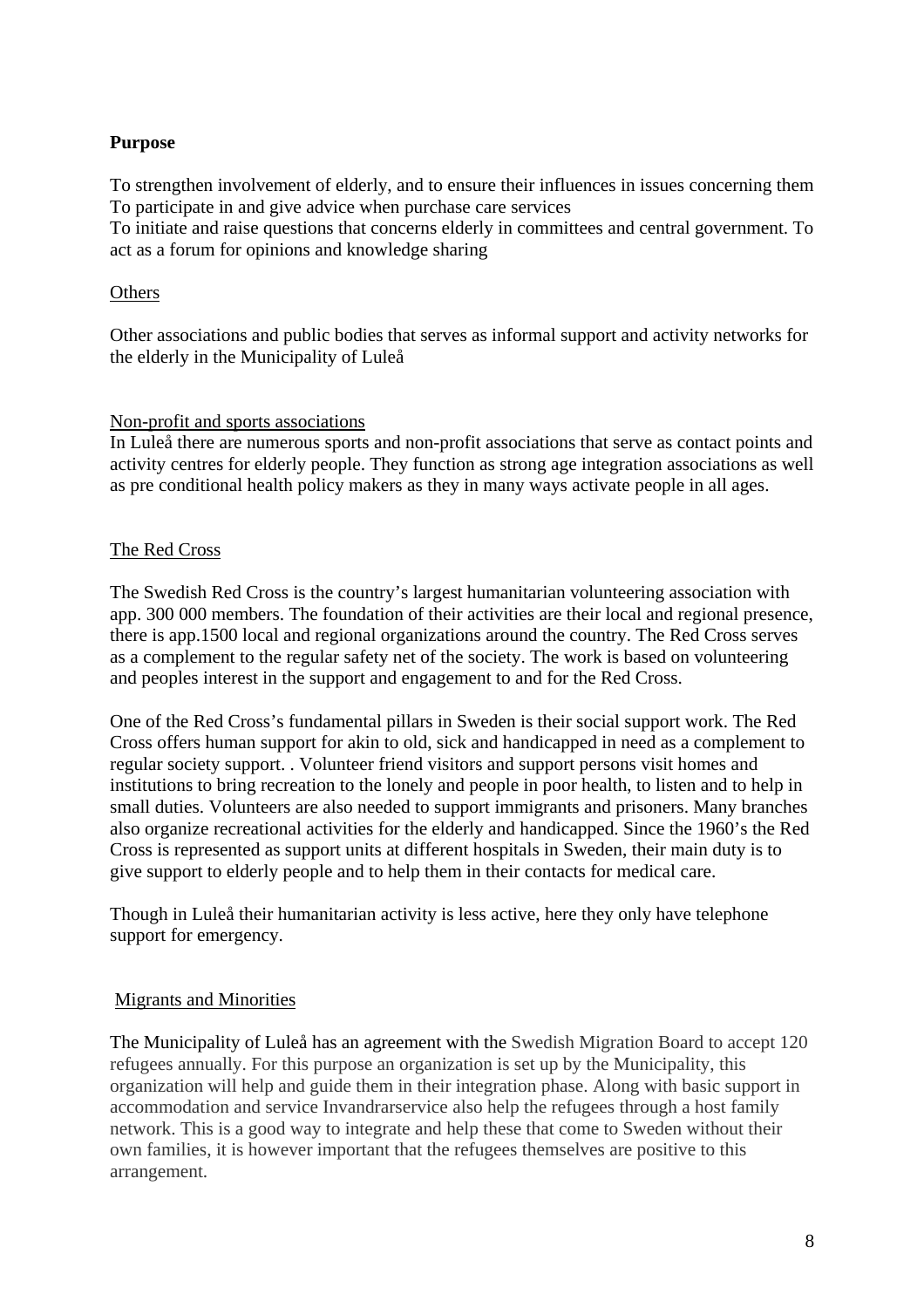**Purpose**

To strengthen involvement of elderly, and to ensure their influences in issues concerning them
To participate in and give advice when purchase care services
To initiate and raise questions that concerns elderly in committees and central government. To act as a forum for opinions and knowledge sharing

Others

Other associations and public bodies that serves as informal support and activity networks for the elderly in the Municipality of Luleå

Non-profit and sports associations
In Luleå there are numerous sports and non-profit associations that serve as contact points and activity centres for elderly people. They function as strong age integration associations as well as pre conditional health policy makers as they in many ways activate people in all ages.

The Red Cross

The Swedish Red Cross is the country's largest humanitarian volunteering association with app. 300 000 members. The foundation of their activities are their local and regional presence, there is app.1500 local and regional organizations around the country. The Red Cross serves as a complement to the regular safety net of the society. The work is based on volunteering and peoples interest in the support and engagement to and for the Red Cross.

One of the Red Cross's fundamental pillars in Sweden is their social support work. The Red Cross offers human support for akin to old, sick and handicapped in need as a complement to regular society support. . Volunteer friend visitors and support persons visit homes and institutions to bring recreation to the lonely and people in poor health, to listen and to help in small duties. Volunteers are also needed to support immigrants and prisoners. Many branches also organize recreational activities for the elderly and handicapped. Since the 1960's the Red Cross is represented as support units at different hospitals in Sweden, their main duty is to give support to elderly people and to help them in their contacts for medical care.

Though in Luleå their humanitarian activity is less active, here they only have telephone support for emergency.

Migrants and Minorities

The Municipality of Luleå has an agreement with the Swedish Migration Board to accept 120 refugees annually. For this purpose an organization is set up by the Municipality, this organization will help and guide them in their integration phase. Along with basic support in accommodation and service Invandrarservice also help the refugees through a host family network. This is a good way to integrate and help these that come to Sweden without their own families, it is however important that the refugees themselves are positive to this arrangement.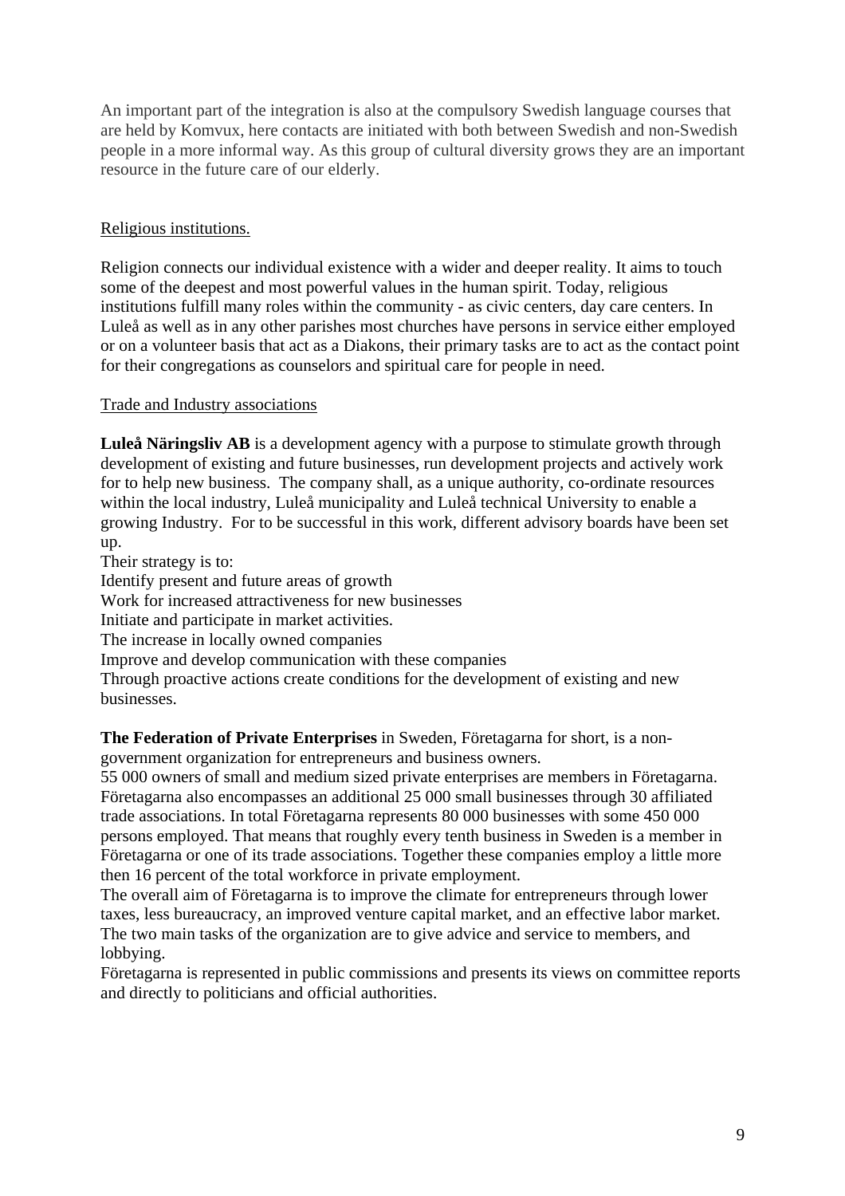An important part of the integration is also at the compulsory Swedish language courses that are held by Komvux, here contacts are initiated with both between Swedish and non-Swedish people in a more informal way. As this group of cultural diversity grows they are an important resource in the future care of our elderly.

<u>Religious institutions.</u>

Religion connects our individual existence with a wider and deeper reality. It aims to touch some of the deepest and most powerful values in the human spirit. Today, religious institutions fulfill many roles within the community - as civic centers, day care centers. In Luleå as well as in any other parishes most churches have persons in service either employed or on a volunteer basis that act as a Diakons, their primary tasks are to act as the contact point for their congregations as counselors and spiritual care for people in need.

<u>Trade and Industry associations</u>

**Luleå Näringsliv AB** is a development agency with a purpose to stimulate growth through development of existing and future businesses, run development projects and actively work for to help new business. The company shall, as a unique authority, co-ordinate resources within the local industry, Luleå municipality and Luleå technical University to enable a growing Industry. For to be successful in this work, different advisory boards have been set up.
Their strategy is to:
Identify present and future areas of growth
Work for increased attractiveness for new businesses
Initiate and participate in market activities.
The increase in locally owned companies
Improve and develop communication with these companies
Through proactive actions create conditions for the development of existing and new businesses.

**The Federation of Private Enterprises** in Sweden, Företagarna for short, is a non-government organization for entrepreneurs and business owners.
55 000 owners of small and medium sized private enterprises are members in Företagarna. Företagarna also encompasses an additional 25 000 small businesses through 30 affiliated trade associations. In total Företagarna represents 80 000 businesses with some 450 000 persons employed. That means that roughly every tenth business in Sweden is a member in Företagarna or one of its trade associations. Together these companies employ a little more then 16 percent of the total workforce in private employment.
The overall aim of Företagarna is to improve the climate for entrepreneurs through lower taxes, less bureaucracy, an improved venture capital market, and an effective labor market. The two main tasks of the organization are to give advice and service to members, and lobbying.
Företagarna is represented in public commissions and presents its views on committee reports and directly to politicians and official authorities.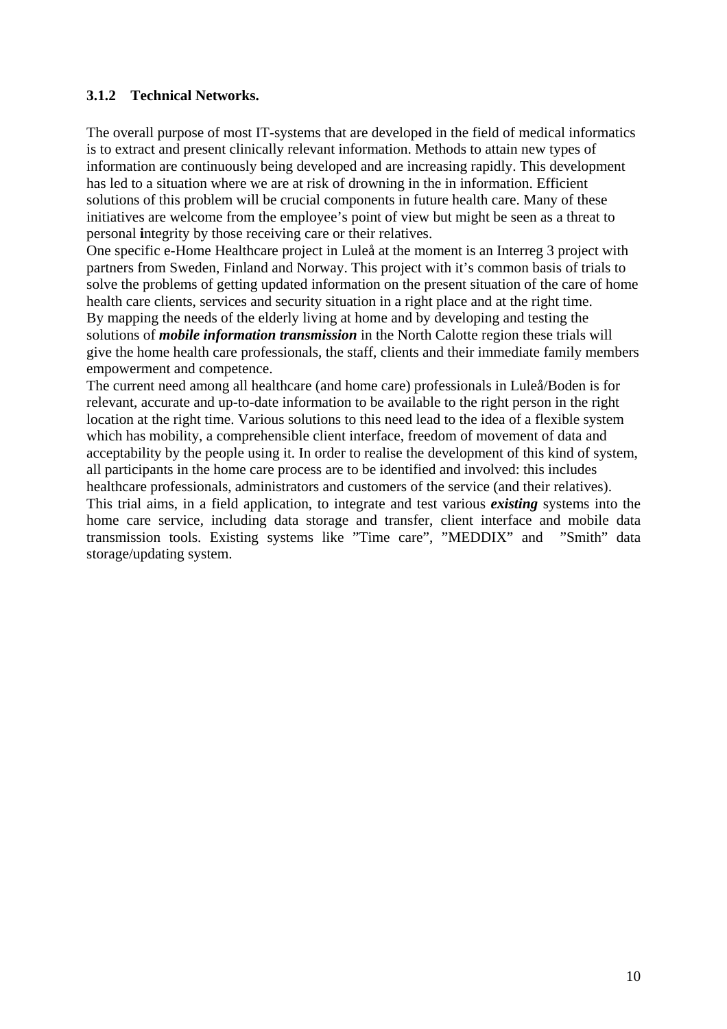### 3.1.2 Technical Networks.

The overall purpose of most IT-systems that are developed in the field of medical informatics is to extract and present clinically relevant information. Methods to attain new types of information are continuously being developed and are increasing rapidly. This development has led to a situation where we are at risk of drowning in the in information. Efficient solutions of this problem will be crucial components in future health care. Many of these initiatives are welcome from the employee's point of view but might be seen as a threat to personal **i**ntegrity by those receiving care or their relatives.
One specific e-Home Healthcare project in Luleå at the moment is an Interreg 3 project with partners from Sweden, Finland and Norway. This project with it's common basis of trials to solve the problems of getting updated information on the present situation of the care of home health care clients, services and security situation in a right place and at the right time.
By mapping the needs of the elderly living at home and by developing and testing the solutions of ***mobile information transmission*** in the North Calotte region these trials will give the home health care professionals, the staff, clients and their immediate family members empowerment and competence.
The current need among all healthcare (and home care) professionals in Luleå/Boden is for relevant, accurate and up-to-date information to be available to the right person in the right location at the right time. Various solutions to this need lead to the idea of a flexible system which has mobility, a comprehensible client interface, freedom of movement of data and acceptability by the people using it. In order to realise the development of this kind of system, all participants in the home care process are to be identified and involved: this includes healthcare professionals, administrators and customers of the service (and their relatives).
This trial aims, in a field application, to integrate and test various ***existing*** systems into the home care service, including data storage and transfer, client interface and mobile data transmission tools. Existing systems like "Time care", "MEDDIX" and "Smith" data storage/updating system.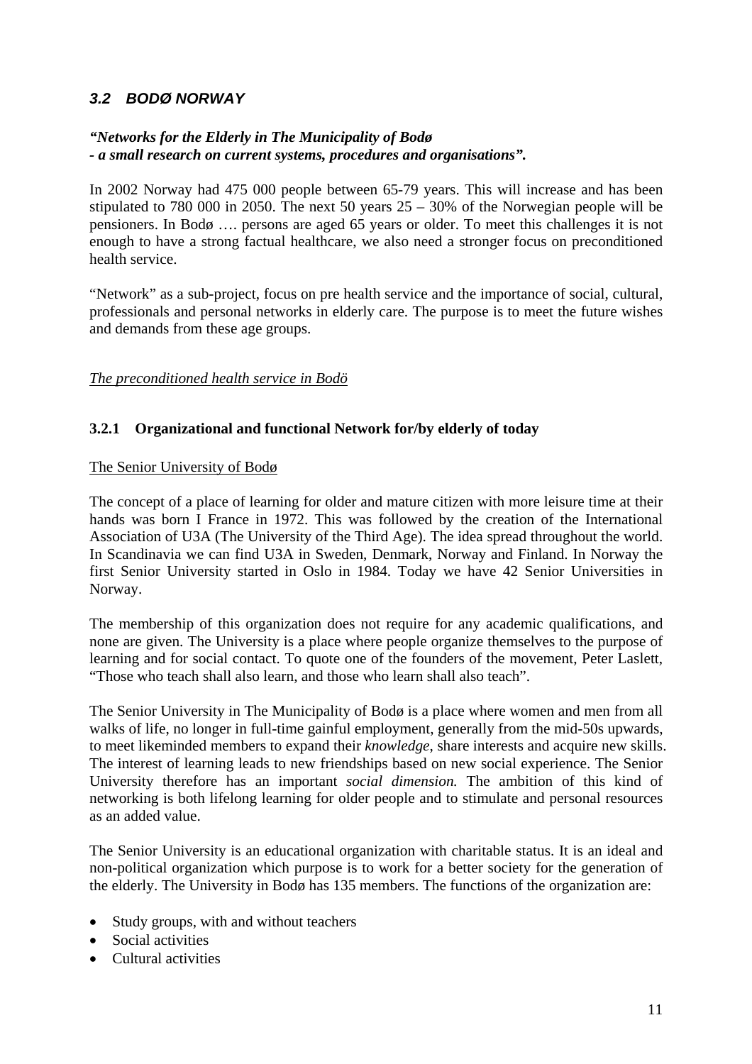## *3.2 BODØ NORWAY*

***"Networks for the Elderly in The Municipality of Bodø***
***- a small research on current systems, procedures and organisations".***

In 2002 Norway had 475 000 people between 65-79 years. This will increase and has been stipulated to 780 000 in 2050. The next 50 years 25 – 30% of the Norwegian people will be pensioners. In Bodø …. persons are aged 65 years or older. To meet this challenges it is not enough to have a strong factual healthcare, we also need a stronger focus on preconditioned health service.

"Network" as a sub-project, focus on pre health service and the importance of social, cultural, professionals and personal networks in elderly care. The purpose is to meet the future wishes and demands from these age groups.

*The preconditioned health service in Bodö*

### 3.2.1 Organizational and functional Network for/by elderly of today

The Senior University of Bodø

The concept of a place of learning for older and mature citizen with more leisure time at their hands was born I France in 1972. This was followed by the creation of the International Association of U3A (The University of the Third Age). The idea spread throughout the world. In Scandinavia we can find U3A in Sweden, Denmark, Norway and Finland. In Norway the first Senior University started in Oslo in 1984. Today we have 42 Senior Universities in Norway.

The membership of this organization does not require for any academic qualifications, and none are given. The University is a place where people organize themselves to the purpose of learning and for social contact. To quote one of the founders of the movement, Peter Laslett, "Those who teach shall also learn, and those who learn shall also teach".

The Senior University in The Municipality of Bodø is a place where women and men from all walks of life, no longer in full-time gainful employment, generally from the mid-50s upwards, to meet likeminded members to expand their *knowledge*, share interests and acquire new skills. The interest of learning leads to new friendships based on new social experience. The Senior University therefore has an important *social dimension.* The ambition of this kind of networking is both lifelong learning for older people and to stimulate and personal resources as an added value.

The Senior University is an educational organization with charitable status. It is an ideal and non-political organization which purpose is to work for a better society for the generation of the elderly. The University in Bodø has 135 members. The functions of the organization are:

- Study groups, with and without teachers
- Social activities
- Cultural activities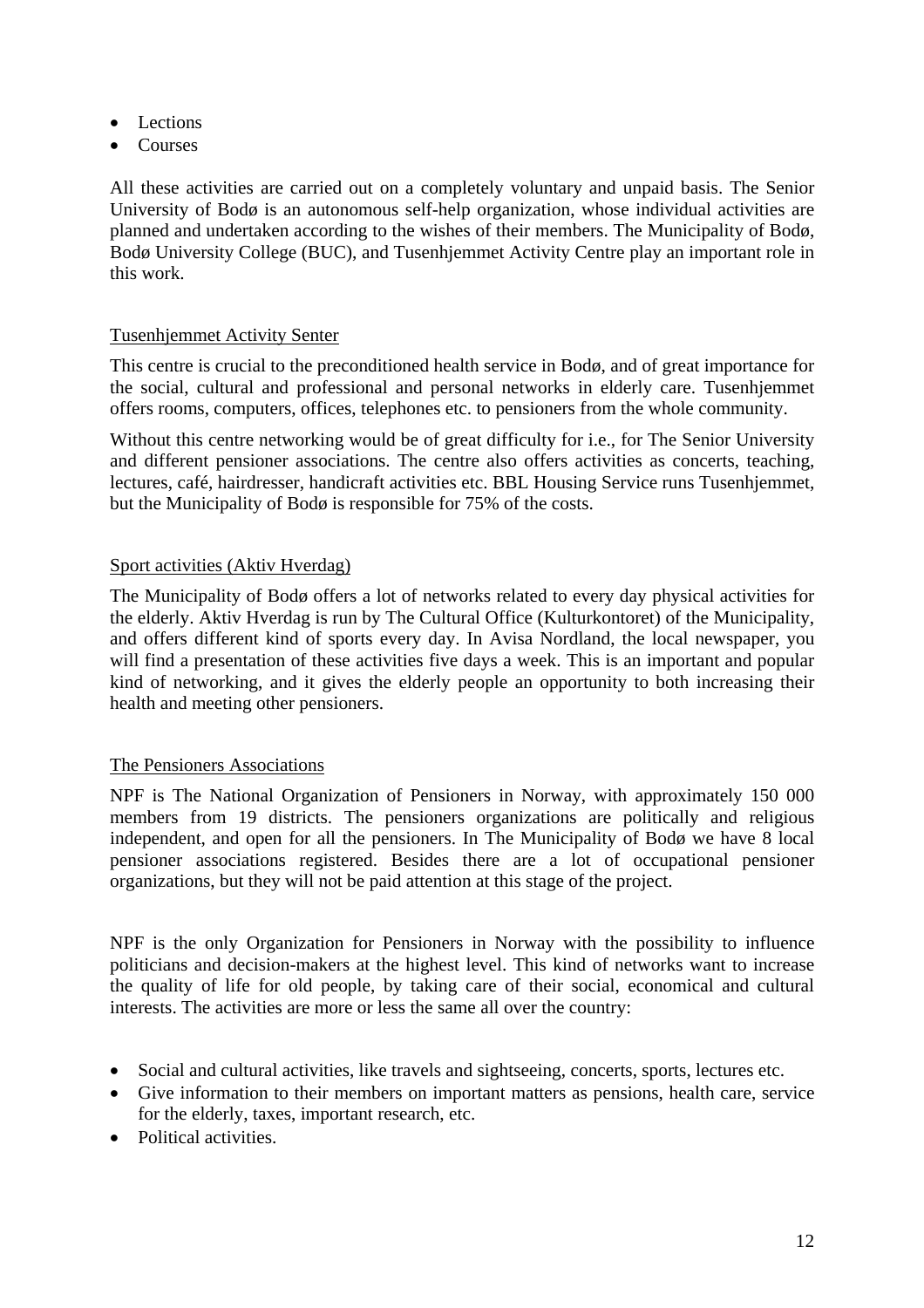- Lections
- Courses

All these activities are carried out on a completely voluntary and unpaid basis. The Senior University of Bodø is an autonomous self-help organization, whose individual activities are planned and undertaken according to the wishes of their members. The Municipality of Bodø, Bodø University College (BUC), and Tusenhjemmet Activity Centre play an important role in this work.

<u>Tusenhjemmet Activity Senter</u>

This centre is crucial to the preconditioned health service in Bodø, and of great importance for the social, cultural and professional and personal networks in elderly care. Tusenhjemmet offers rooms, computers, offices, telephones etc. to pensioners from the whole community.

Without this centre networking would be of great difficulty for i.e., for The Senior University and different pensioner associations. The centre also offers activities as concerts, teaching, lectures, café, hairdresser, handicraft activities etc. BBL Housing Service runs Tusenhjemmet, but the Municipality of Bodø is responsible for 75% of the costs.

<u>Sport activities (Aktiv Hverdag)</u>

The Municipality of Bodø offers a lot of networks related to every day physical activities for the elderly. Aktiv Hverdag is run by The Cultural Office (Kulturkontoret) of the Municipality, and offers different kind of sports every day. In Avisa Nordland, the local newspaper, you will find a presentation of these activities five days a week. This is an important and popular kind of networking, and it gives the elderly people an opportunity to both increasing their health and meeting other pensioners.

<u>The Pensioners Associations</u>

NPF is The National Organization of Pensioners in Norway, with approximately 150 000 members from 19 districts. The pensioners organizations are politically and religious independent, and open for all the pensioners. In The Municipality of Bodø we have 8 local pensioner associations registered. Besides there are a lot of occupational pensioner organizations, but they will not be paid attention at this stage of the project.

NPF is the only Organization for Pensioners in Norway with the possibility to influence politicians and decision-makers at the highest level. This kind of networks want to increase the quality of life for old people, by taking care of their social, economical and cultural interests. The activities are more or less the same all over the country:

- Social and cultural activities, like travels and sightseeing, concerts, sports, lectures etc.
- Give information to their members on important matters as pensions, health care, service for the elderly, taxes, important research, etc.
- Political activities.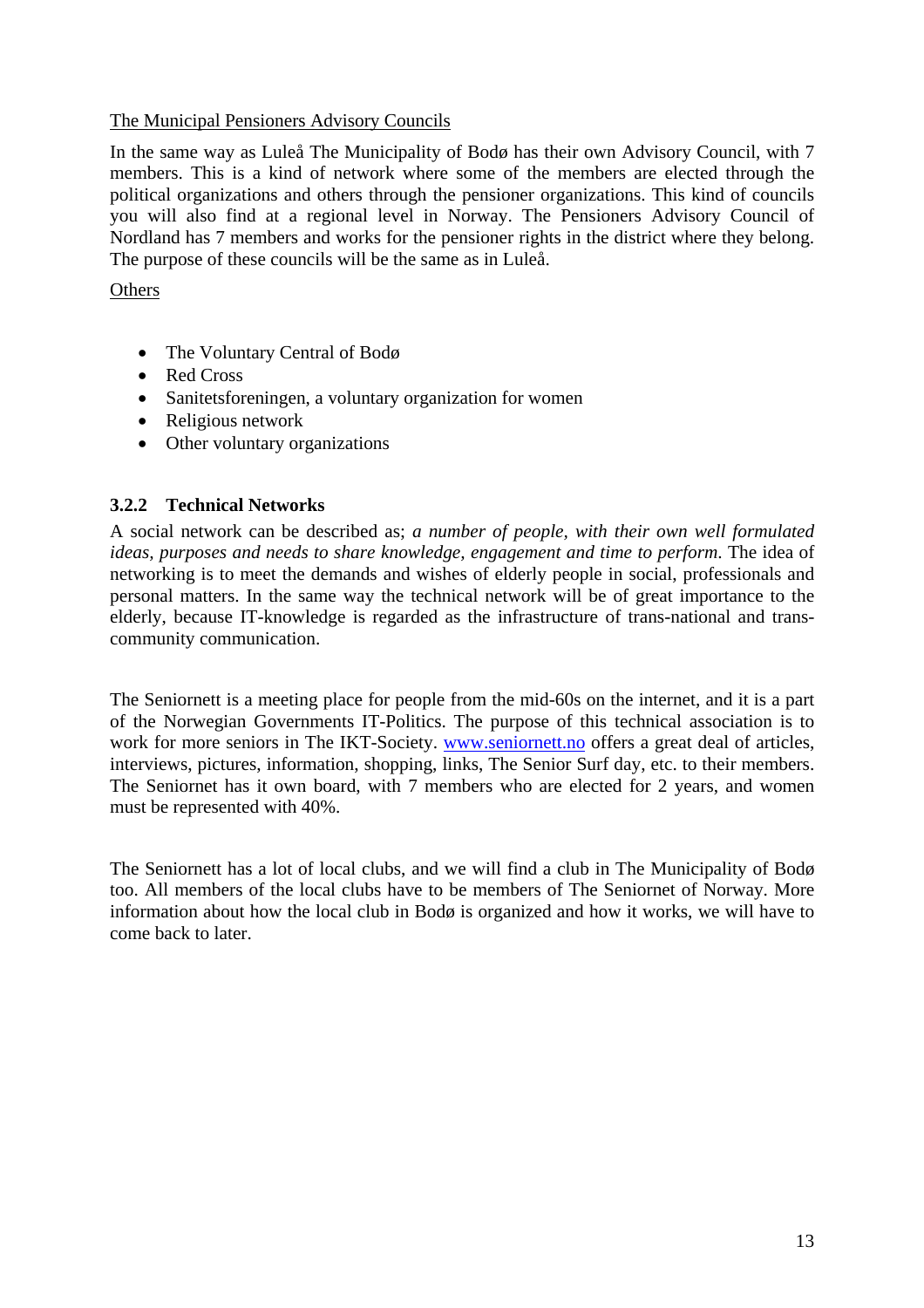The Municipal Pensioners Advisory Councils

In the same way as Luleå The Municipality of Bodø has their own Advisory Council, with 7 members. This is a kind of network where some of the members are elected through the political organizations and others through the pensioner organizations. This kind of councils you will also find at a regional level in Norway. The Pensioners Advisory Council of Nordland has 7 members and works for the pensioner rights in the district where they belong. The purpose of these councils will be the same as in Luleå.

Others

- The Voluntary Central of Bodø
- Red Cross
- Sanitetsforeningen, a voluntary organization for women
- Religious network
- Other voluntary organizations

### 3.2.2 Technical Networks

A social network can be described as; *a number of people, with their own well formulated ideas, purposes and needs to share knowledge, engagement and time to perform*. The idea of networking is to meet the demands and wishes of elderly people in social, professionals and personal matters. In the same way the technical network will be of great importance to the elderly, because IT-knowledge is regarded as the infrastructure of trans-national and trans-community communication.

The Seniornett is a meeting place for people from the mid-60s on the internet, and it is a part of the Norwegian Governments IT-Politics. The purpose of this technical association is to work for more seniors in The IKT-Society. www.seniornett.no offers a great deal of articles, interviews, pictures, information, shopping, links, The Senior Surf day, etc. to their members. The Seniornet has it own board, with 7 members who are elected for 2 years, and women must be represented with 40%.

The Seniornett has a lot of local clubs, and we will find a club in The Municipality of Bodø too. All members of the local clubs have to be members of The Seniornet of Norway. More information about how the local club in Bodø is organized and how it works, we will have to come back to later.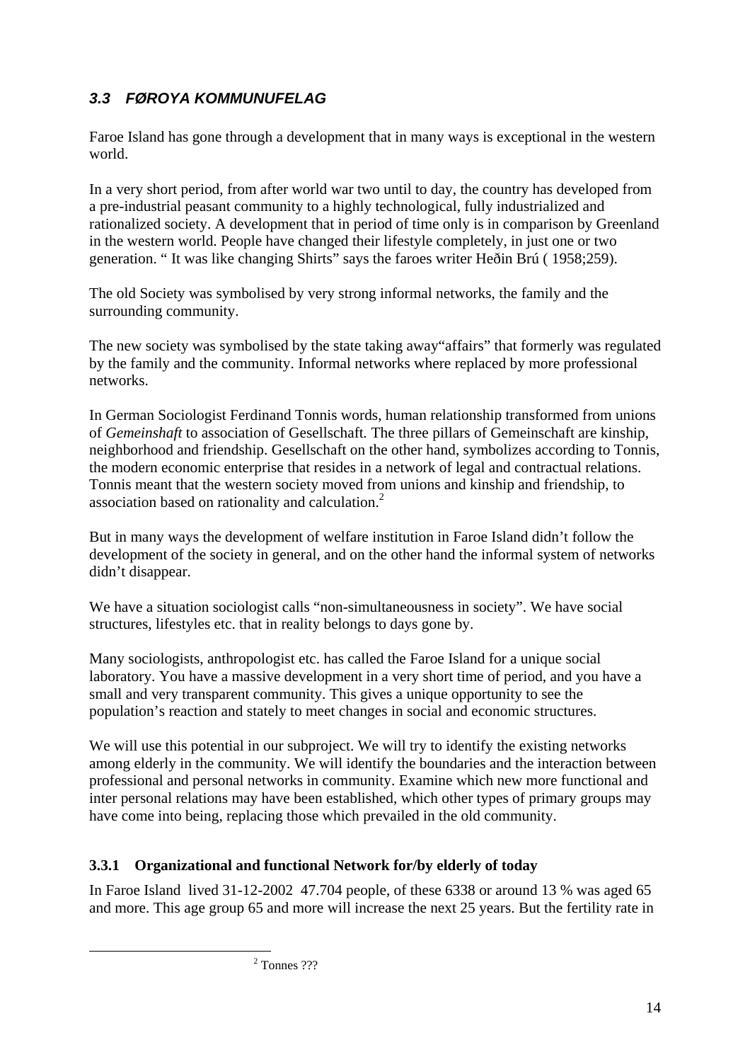## *3.3 FØROYA KOMMUNUFELAG*

Faroe Island has gone through a development that in many ways is exceptional in the western world.

In a very short period, from after world war two until to day, the country has developed from a pre-industrial peasant community to a highly technological, fully industrialized and rationalized society. A development that in period of time only is in comparison by Greenland in the western world. People have changed their lifestyle completely, in just one or two generation. " It was like changing Shirts" says the faroes writer Heðin Brú ( 1958;259).

The old Society was symbolised by very strong informal networks, the family and the surrounding community.

The new society was symbolised by the state taking away"affairs" that formerly was regulated by the family and the community. Informal networks where replaced by more professional networks.

In German Sociologist Ferdinand Tonnis words, human relationship transformed from unions of *Gemeinshaft* to association of Gesellschaft. The three pillars of Gemeinschaft are kinship, neighborhood and friendship. Gesellschaft on the other hand, symbolizes according to Tonnis, the modern economic enterprise that resides in a network of legal and contractual relations. Tonnis meant that the western society moved from unions and kinship and friendship, to association based on rationality and calculation.[2]

But in many ways the development of welfare institution in Faroe Island didn't follow the development of the society in general, and on the other hand the informal system of networks didn't disappear.

We have a situation sociologist calls "non-simultaneousness in society". We have social structures, lifestyles etc. that in reality belongs to days gone by.

Many sociologists, anthropologist etc. has called the Faroe Island for a unique social laboratory. You have a massive development in a very short time of period, and you have a small and very transparent community. This gives a unique opportunity to see the population's reaction and stately to meet changes in social and economic structures.

We will use this potential in our subproject. We will try to identify the existing networks among elderly in the community. We will identify the boundaries and the interaction between professional and personal networks in community. Examine which new more functional and inter personal relations may have been established, which other types of primary groups may have come into being, replacing those which prevailed in the old community.

### 3.3.1 Organizational and functional Network for/by elderly of today

In Faroe Island lived 31-12-2002 47.704 people, of these 6338 or around 13 % was aged 65 and more. This age group 65 and more will increase the next 25 years. But the fertility rate in

[2] Tonnes ???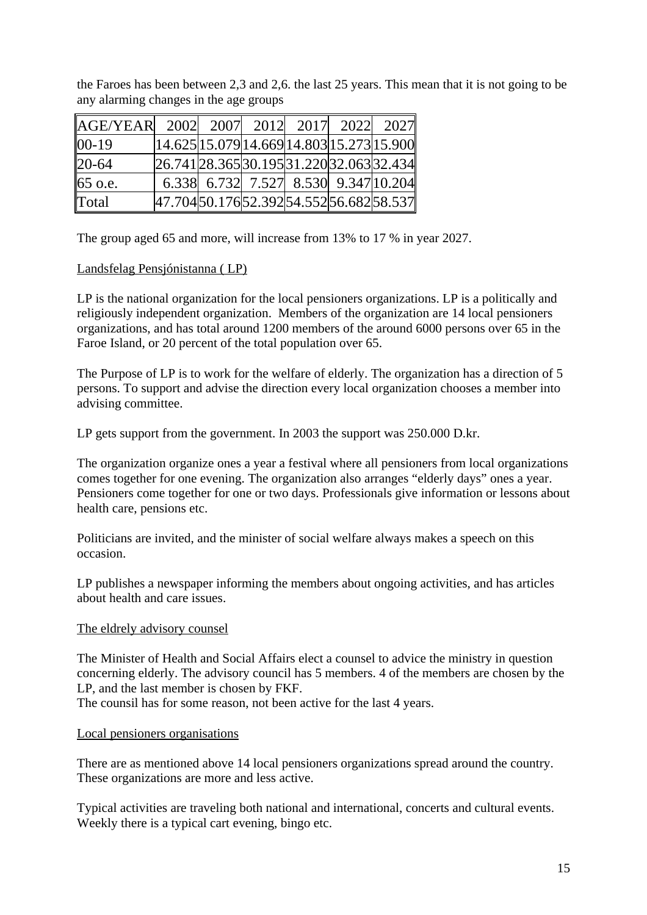the Faroes has been between 2,3 and 2,6. the last 25 years. This mean that it is not going to be any alarming changes in the age groups

| AGE/YEAR | 2002 | 2007 | 2012 | 2017 | 2022 | 2027 |
|---|---|---|---|---|---|---|
| 00-19 | 14.625 | 15.079 | 14.669 | 14.803 | 15.273 | 15.900 |
| 20-64 | 26.741 | 28.365 | 30.195 | 31.220 | 32.063 | 32.434 |
| 65 o.e. | 6.338 | 6.732 | 7.527 | 8.530 | 9.347 | 10.204 |
| Total | 47.704 | 50.176 | 52.392 | 54.552 | 56.682 | 58.537 |

The group aged 65 and more, will increase from 13% to 17 % in year 2027.

<u>Landsfelag Pensjónistanna ( LP)</u>

LP is the national organization for the local pensioners organizations. LP is a politically and religiously independent organization. Members of the organization are 14 local pensioners organizations, and has total around 1200 members of the around 6000 persons over 65 in the Faroe Island, or 20 percent of the total population over 65.

The Purpose of LP is to work for the welfare of elderly. The organization has a direction of 5 persons. To support and advise the direction every local organization chooses a member into advising committee.

LP gets support from the government. In 2003 the support was 250.000 D.kr.

The organization organize ones a year a festival where all pensioners from local organizations comes together for one evening. The organization also arranges "elderly days" ones a year. Pensioners come together for one or two days. Professionals give information or lessons about health care, pensions etc.

Politicians are invited, and the minister of social welfare always makes a speech on this occasion.

LP publishes a newspaper informing the members about ongoing activities, and has articles about health and care issues.

<u>The eldrely advisory counsel</u>

The Minister of Health and Social Affairs elect a counsel to advice the ministry in question concerning elderly. The advisory council has 5 members. 4 of the members are chosen by the LP, and the last member is chosen by FKF.
The counsil has for some reason, not been active for the last 4 years.

<u>Local pensioners organisations</u>

There are as mentioned above 14 local pensioners organizations spread around the country. These organizations are more and less active.

Typical activities are traveling both national and international, concerts and cultural events. Weekly there is a typical cart evening, bingo etc.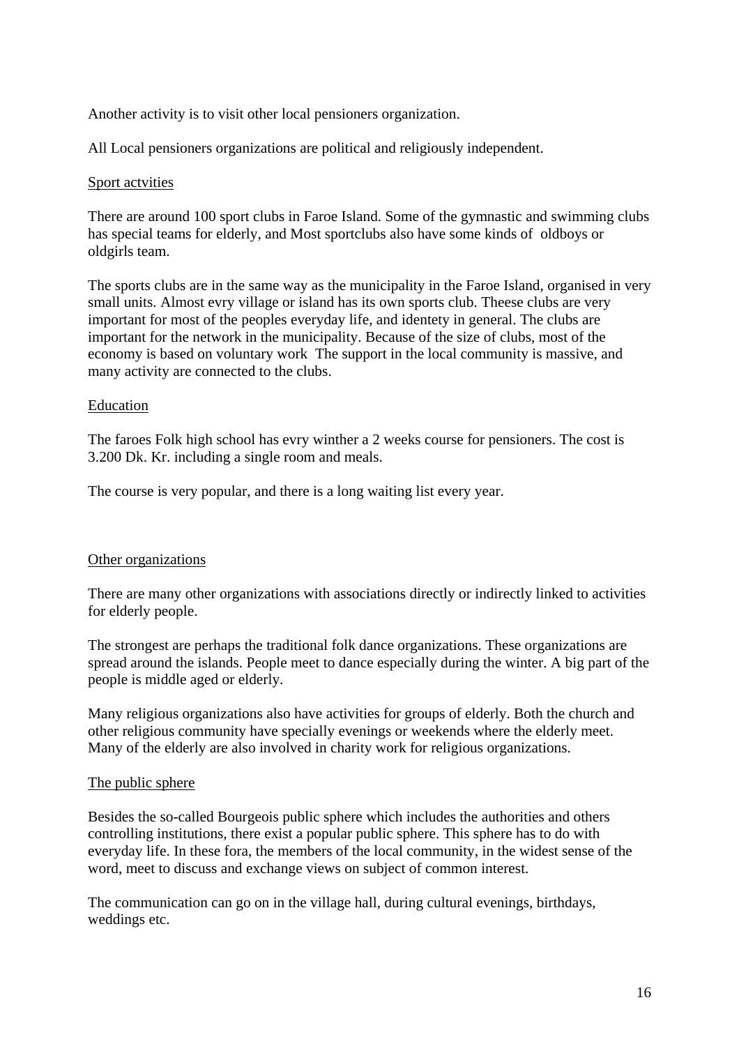Another activity is to visit other local pensioners organization.

All Local pensioners organizations are political and religiously independent.

<u>Sport actvities</u>

There are around 100 sport clubs in Faroe Island. Some of the gymnastic and swimming clubs has special teams for elderly, and Most sportclubs also have some kinds of oldboys or oldgirls team.

The sports clubs are in the same way as the municipality in the Faroe Island, organised in very small units. Almost evry village or island has its own sports club. Theese clubs are very important for most of the peoples everyday life, and identety in general. The clubs are important for the network in the municipality. Because of the size of clubs, most of the economy is based on voluntary work The support in the local community is massive, and many activity are connected to the clubs.

<u>Education</u>

The faroes Folk high school has evry winther a 2 weeks course for pensioners. The cost is 3.200 Dk. Kr. including a single room and meals.

The course is very popular, and there is a long waiting list every year.

<u>Other organizations</u>

There are many other organizations with associations directly or indirectly linked to activities for elderly people.

The strongest are perhaps the traditional folk dance organizations. These organizations are spread around the islands. People meet to dance especially during the winter. A big part of the people is middle aged or elderly.

Many religious organizations also have activities for groups of elderly. Both the church and other religious community have specially evenings or weekends where the elderly meet. Many of the elderly are also involved in charity work for religious organizations.

<u>The public sphere</u>

Besides the so-called Bourgeois public sphere which includes the authorities and others controlling institutions, there exist a popular public sphere. This sphere has to do with everyday life. In these fora, the members of the local community, in the widest sense of the word, meet to discuss and exchange views on subject of common interest.

The communication can go on in the village hall, during cultural evenings, birthdays, weddings etc.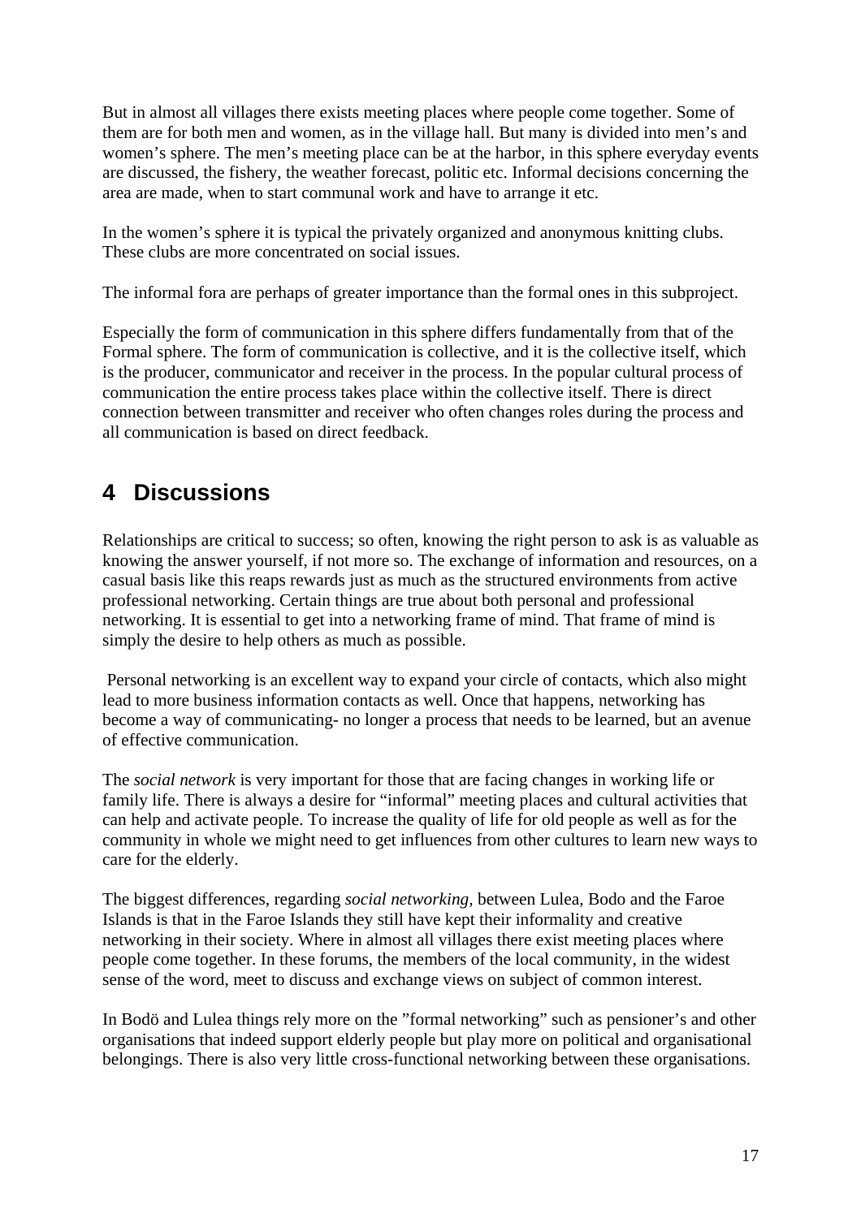But in almost all villages there exists meeting places where people come together. Some of them are for both men and women, as in the village hall. But many is divided into men's and women's sphere. The men's meeting place can be at the harbor, in this sphere everyday events are discussed, the fishery, the weather forecast, politic etc. Informal decisions concerning the area are made, when to start communal work and have to arrange it etc.

In the women's sphere it is typical the privately organized and anonymous knitting clubs. These clubs are more concentrated on social issues.

The informal fora are perhaps of greater importance than the formal ones in this subproject.

Especially the form of communication in this sphere differs fundamentally from that of the Formal sphere. The form of communication is collective, and it is the collective itself, which is the producer, communicator and receiver in the process. In the popular cultural process of communication the entire process takes place within the collective itself. There is direct connection between transmitter and receiver who often changes roles during the process and all communication is based on direct feedback.

# 4 Discussions

Relationships are critical to success; so often, knowing the right person to ask is as valuable as knowing the answer yourself, if not more so. The exchange of information and resources, on a casual basis like this reaps rewards just as much as the structured environments from active professional networking. Certain things are true about both personal and professional networking. It is essential to get into a networking frame of mind. That frame of mind is simply the desire to help others as much as possible.

Personal networking is an excellent way to expand your circle of contacts, which also might lead to more business information contacts as well. Once that happens, networking has become a way of communicating- no longer a process that needs to be learned, but an avenue of effective communication.

The *social network* is very important for those that are facing changes in working life or family life. There is always a desire for "informal" meeting places and cultural activities that can help and activate people. To increase the quality of life for old people as well as for the community in whole we might need to get influences from other cultures to learn new ways to care for the elderly.

The biggest differences, regarding *social networking,* between Lulea, Bodo and the Faroe Islands is that in the Faroe Islands they still have kept their informality and creative networking in their society. Where in almost all villages there exist meeting places where people come together. In these forums, the members of the local community, in the widest sense of the word, meet to discuss and exchange views on subject of common interest.

In Bodö and Lulea things rely more on the "formal networking" such as pensioner's and other organisations that indeed support elderly people but play more on political and organisational belongings. There is also very little cross-functional networking between these organisations.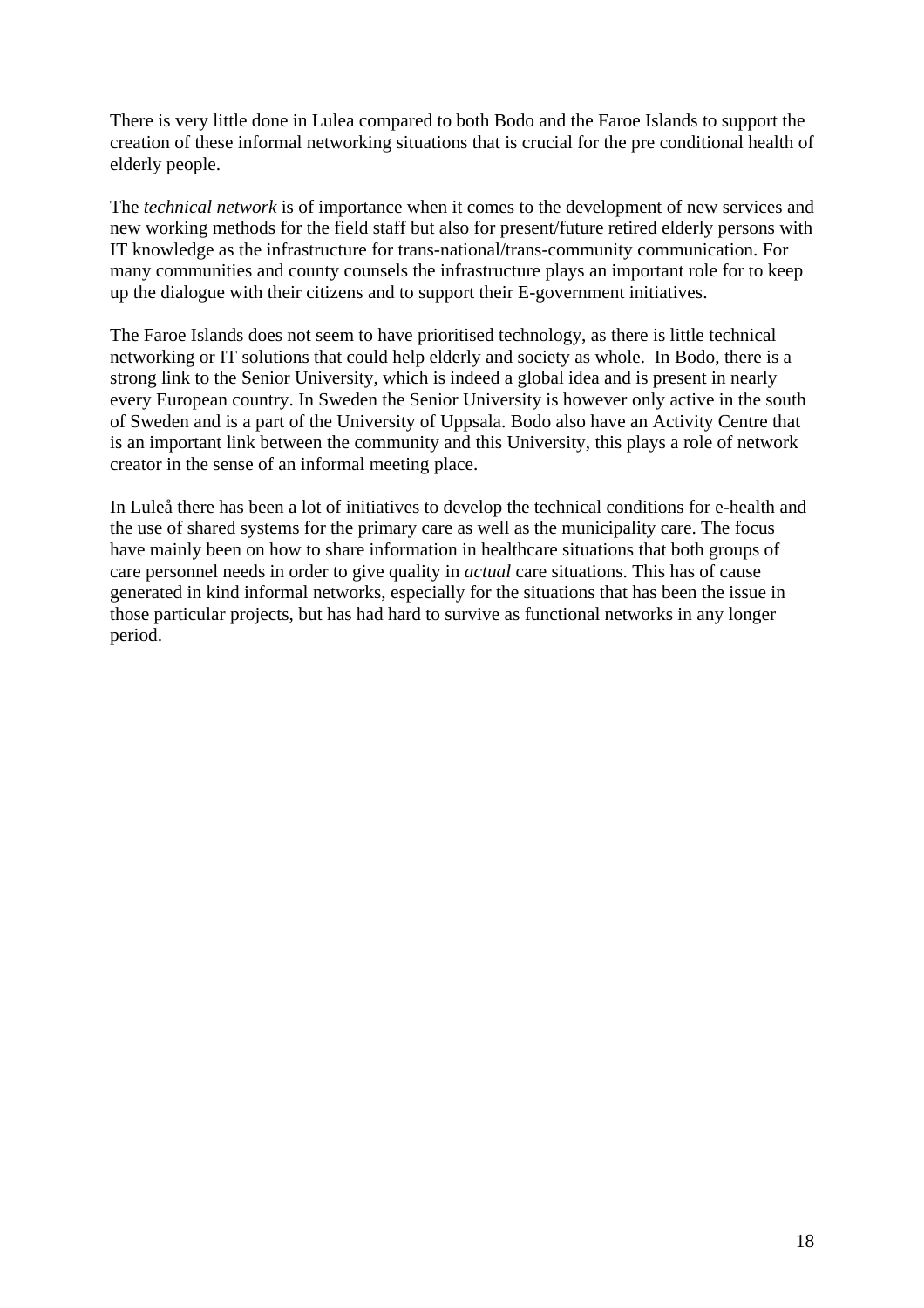There is very little done in Lulea compared to both Bodo and the Faroe Islands to support the creation of these informal networking situations that is crucial for the pre conditional health of elderly people.

The *technical network* is of importance when it comes to the development of new services and new working methods for the field staff but also for present/future retired elderly persons with IT knowledge as the infrastructure for trans-national/trans-community communication. For many communities and county counsels the infrastructure plays an important role for to keep up the dialogue with their citizens and to support their E-government initiatives.

The Faroe Islands does not seem to have prioritised technology, as there is little technical networking or IT solutions that could help elderly and society as whole.  In Bodo, there is a strong link to the Senior University, which is indeed a global idea and is present in nearly every European country. In Sweden the Senior University is however only active in the south of Sweden and is a part of the University of Uppsala. Bodo also have an Activity Centre that is an important link between the community and this University, this plays a role of network creator in the sense of an informal meeting place.

In Luleå there has been a lot of initiatives to develop the technical conditions for e-health and the use of shared systems for the primary care as well as the municipality care. The focus have mainly been on how to share information in healthcare situations that both groups of care personnel needs in order to give quality in *actual* care situations. This has of cause generated in kind informal networks, especially for the situations that has been the issue in those particular projects, but has had hard to survive as functional networks in any longer period.